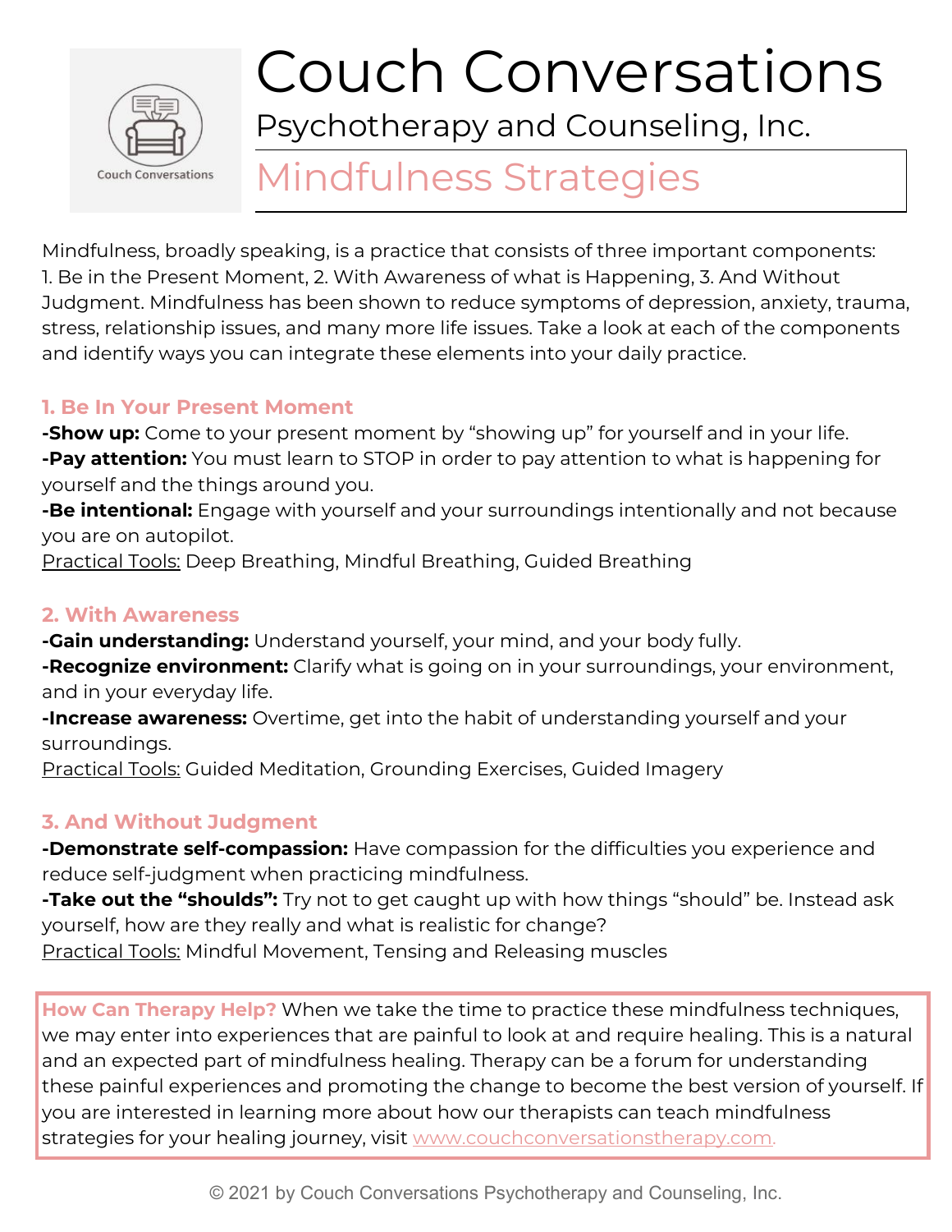# Couch Conversations

Psychotherapy and Counseling, Inc.

## Mindfulness Strategies

Mindfulness, broadly speaking, is a practice that consists of three important components: 1. Be in the Present Moment, 2. With Awareness of what is Happening, 3. And Without Judgment. Mindfulness has been shown to reduce symptoms of depression, anxiety, trauma, stress, relationship issues, and many more life issues. Take a look at each of the components and identify ways you can integrate these elements into your daily practice.

### 1. Be In Your Present Moment

**-Show up:** Come to your present moment by "showing up" for yourself and in your life.
**-Pay attention:** You must learn to STOP in order to pay attention to what is happening for yourself and the things around you.
**-Be intentional:** Engage with yourself and your surroundings intentionally and not because you are on autopilot.
<u>Practical Tools:</u> Deep Breathing, Mindful Breathing, Guided Breathing

### 2. With Awareness

**-Gain understanding:** Understand yourself, your mind, and your body fully.
**-Recognize environment:** Clarify what is going on in your surroundings, your environment, and in your everyday life.
**-Increase awareness:** Overtime, get into the habit of understanding yourself and your surroundings.
<u>Practical Tools:</u> Guided Meditation, Grounding Exercises, Guided Imagery

### 3. And Without Judgment

**-Demonstrate self-compassion:** Have compassion for the difficulties you experience and reduce self-judgment when practicing mindfulness.
**-Take out the "shoulds":** Try not to get caught up with how things "should" be. Instead ask yourself, how are they really and what is realistic for change?
<u>Practical Tools:</u> Mindful Movement, Tensing and Releasing muscles

**How Can Therapy Help?** When we take the time to practice these mindfulness techniques, we may enter into experiences that are painful to look at and require healing. This is a natural and an expected part of mindfulness healing. Therapy can be a forum for understanding these painful experiences and promoting the change to become the best version of yourself. If you are interested in learning more about how our therapists can teach mindfulness strategies for your healing journey, visit www.couchconversationstherapy.com.

© 2021 by Couch Conversations Psychotherapy and Counseling, Inc.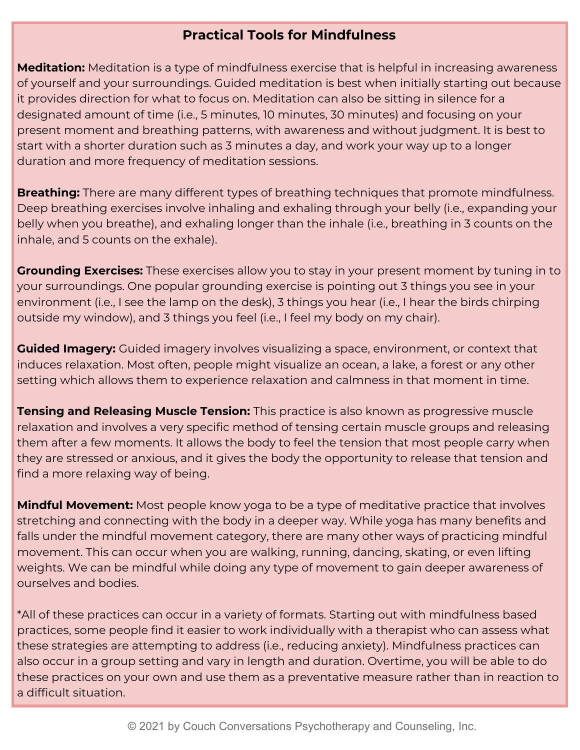## Practical Tools for Mindfulness

**Meditation:** Meditation is a type of mindfulness exercise that is helpful in increasing awareness of yourself and your surroundings. Guided meditation is best when initially starting out because it provides direction for what to focus on. Meditation can also be sitting in silence for a designated amount of time (i.e., 5 minutes, 10 minutes, 30 minutes) and focusing on your present moment and breathing patterns, with awareness and without judgment. It is best to start with a shorter duration such as 3 minutes a day, and work your way up to a longer duration and more frequency of meditation sessions.

**Breathing:** There are many different types of breathing techniques that promote mindfulness. Deep breathing exercises involve inhaling and exhaling through your belly (i.e., expanding your belly when you breathe), and exhaling longer than the inhale (i.e., breathing in 3 counts on the inhale, and 5 counts on the exhale).

**Grounding Exercises:** These exercises allow you to stay in your present moment by tuning in to your surroundings. One popular grounding exercise is pointing out 3 things you see in your environment (i.e., I see the lamp on the desk), 3 things you hear (i.e., I hear the birds chirping outside my window), and 3 things you feel (i.e., I feel my body on my chair).

**Guided Imagery:** Guided imagery involves visualizing a space, environment, or context that induces relaxation. Most often, people might visualize an ocean, a lake, a forest or any other setting which allows them to experience relaxation and calmness in that moment in time.

**Tensing and Releasing Muscle Tension:** This practice is also known as progressive muscle relaxation and involves a very specific method of tensing certain muscle groups and releasing them after a few moments. It allows the body to feel the tension that most people carry when they are stressed or anxious, and it gives the body the opportunity to release that tension and find a more relaxing way of being.

**Mindful Movement:** Most people know yoga to be a type of meditative practice that involves stretching and connecting with the body in a deeper way. While yoga has many benefits and falls under the mindful movement category, there are many other ways of practicing mindful movement. This can occur when you are walking, running, dancing, skating, or even lifting weights. We can be mindful while doing any type of movement to gain deeper awareness of ourselves and bodies.

*All of these practices can occur in a variety of formats. Starting out with mindfulness based practices, some people find it easier to work individually with a therapist who can assess what these strategies are attempting to address (i.e., reducing anxiety). Mindfulness practices can also occur in a group setting and vary in length and duration. Overtime, you will be able to do these practices on your own and use them as a preventative measure rather than in reaction to a difficult situation.

© 2021 by Couch Conversations Psychotherapy and Counseling, Inc.